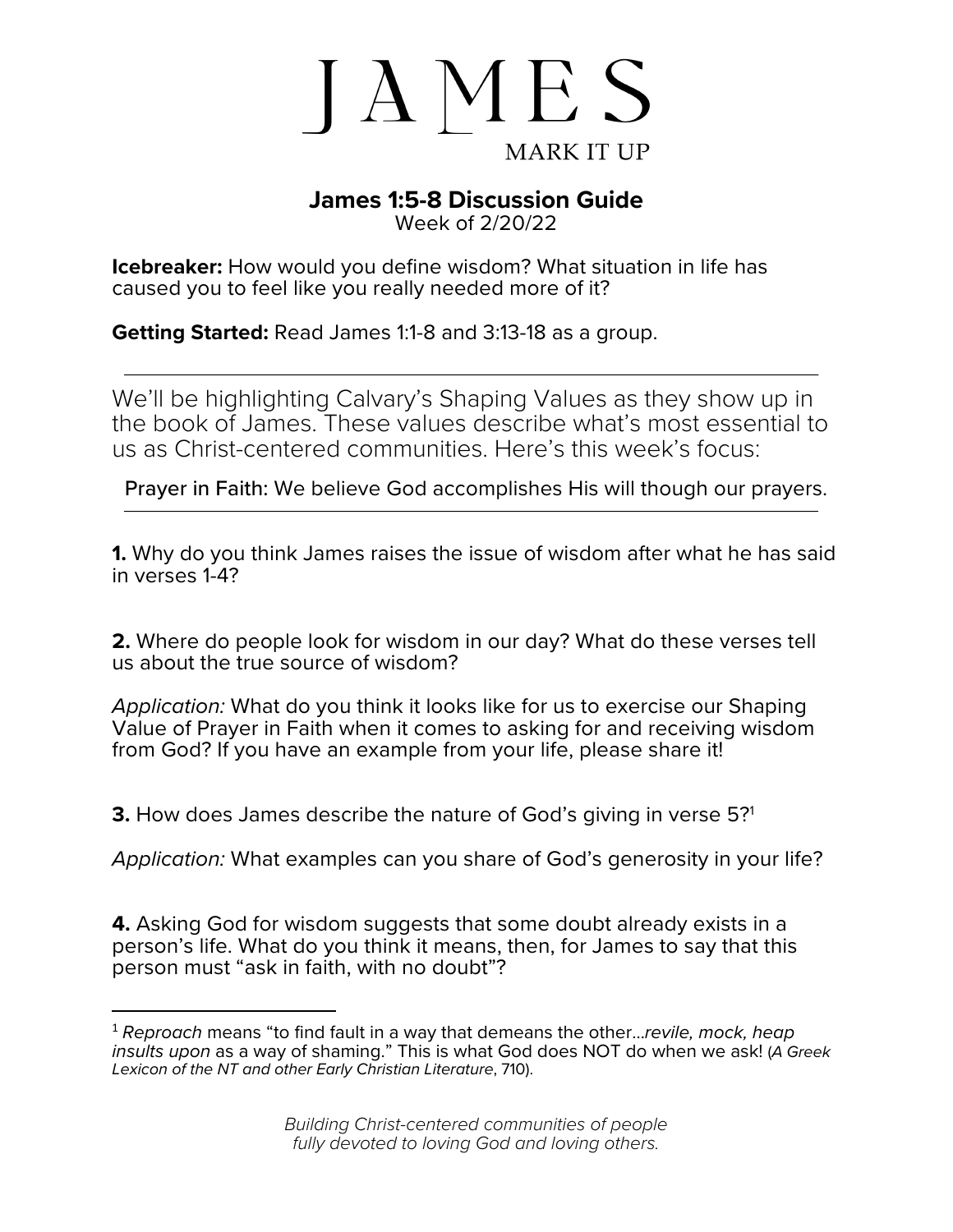# JAMES

MARK IT UP

## James 1:5-8 Discussion Guide

Week of 2/20/22

**Icebreaker:** How would you define wisdom? What situation in life has caused you to feel like you really needed more of it?

**Getting Started:** Read James 1:1-8 and 3:13-18 as a group.

---

We'll be highlighting Calvary's Shaping Values as they show up in the book of James. These values describe what's most essential to us as Christ-centered communities. Here's this week's focus:

Prayer in Faith: We believe God accomplishes His will though our prayers.

---

**1.** Why do you think James raises the issue of wisdom after what he has said in verses 1-4?

**2.** Where do people look for wisdom in our day? What do these verses tell us about the true source of wisdom?

*Application:* What do you think it looks like for us to exercise our Shaping Value of Prayer in Faith when it comes to asking for and receiving wisdom from God? If you have an example from your life, please share it!

**3.** How does James describe the nature of God's giving in verse 5?[1]

*Application:* What examples can you share of God's generosity in your life?

**4.** Asking God for wisdom suggests that some doubt already exists in a person's life. What do you think it means, then, for James to say that this person must "ask in faith, with no doubt"?

---

[1] *Reproach* means "to find fault in a way that demeans the other…*revile, mock, heap insults upon* as a way of shaming." This is what God does NOT do when we ask! (*A Greek Lexicon of the NT and other Early Christian Literature*, 710).

*Building Christ-centered communities of people fully devoted to loving God and loving others.*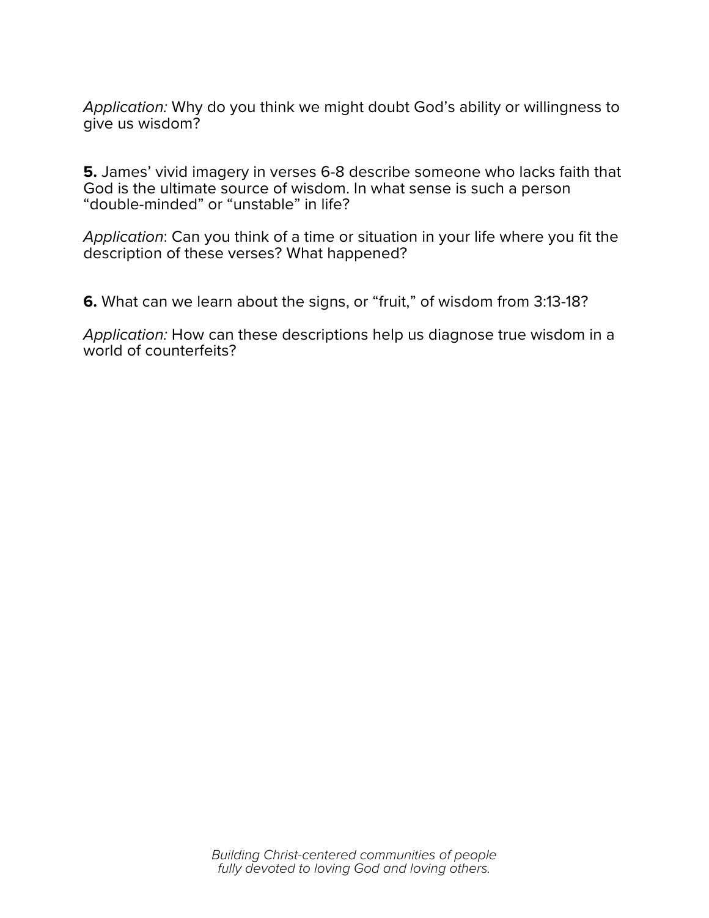*Application:* Why do you think we might doubt God's ability or willingness to give us wisdom?

**5.** James' vivid imagery in verses 6-8 describe someone who lacks faith that God is the ultimate source of wisdom. In what sense is such a person "double-minded" or "unstable" in life?

*Application*: Can you think of a time or situation in your life where you fit the description of these verses? What happened?

**6.** What can we learn about the signs, or "fruit," of wisdom from 3:13-18?

*Application:* How can these descriptions help us diagnose true wisdom in a world of counterfeits?

*Building Christ-centered communities of people fully devoted to loving God and loving others.*